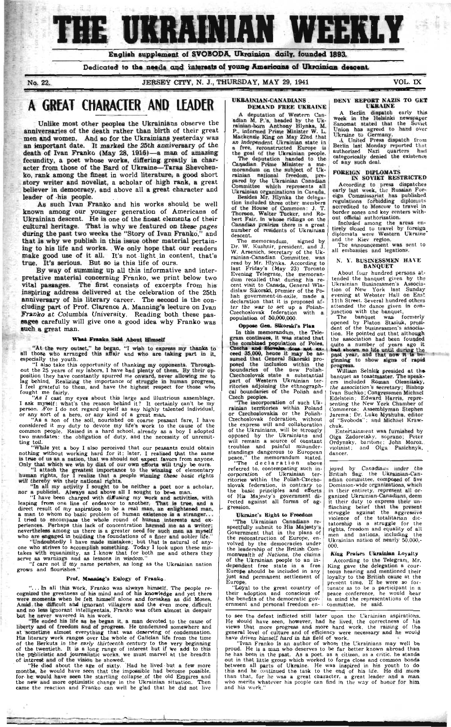# THE UKRAINIAN WEEKLY

**English supplement of SVOBODA, Ukrainian daily, founded 1893.**

**Dedicated to the needs and interests of young Americans of Ukrainian descent.**

No. 22. JERSEY CITY, N. J., THURSDAY, MAY 29, 1941 VOL. IX

## A GREAT CHARACTER AND LEADER

Unlike most other peoples the Ukrainians observe the anniversaries of the death rather than birth of their great men and women. And so for the Ukrainians yesterday was an important date. It marked the 25th anniversary of the death of Ivan Franko (May 28, 1916)—a man of amazing fecundity, a poet whose works, differing greatly in character from those of the Bard of Ukraine—Taras Shevchenko, rank among the finest in world literature, a good short story writer and novelist, a scholar of high rank, a great believer in democracy, and above all a great character and leader of his people.

As such Ivan Franko and his works should be well known among our younger generation of Americans of Ukrainian descent. He is one of the finest elements of their cultural heritage. That is why we featured on these pages during the past two weeks the "Story of Ivan Franko," and that is why we publish in this issue other material pertaining to his life and works. We only hope that our readers make good use of it all. It's not light in content, that's true. It's serious. But so is this life of ours.

By way of summing up all this informative and interpretative material concerning Franko, we print below two vital passages. The first consists of excerpts from his inspiring address delivered at the celebration of the 25th anniversary of his literary career. The second is the concluding part of Prof. Clarence A. Manning's lecture on Ivan Franko at Columbia University. Reading both these passages carefully will give one a good idea why Franko was such a great man.

### What Franko Said About Himself

"At the very outset," he began, "I wish to express my thanks to all those who arranged this affair and who are taking part in it, especially the youth.

"I also take this opportunity of thanking my opponents. Throughout the 25 years of my labors, I have had plenty of them. By their opposition they have constantly spurred me onward, never allowing me to lag behind. Realizing the importance of struggle in human progress, I feel grateful to them, and have the highest respect for those who fought me fairly.

"As I cast my eyes about this large and illustrious assemblage, I ask myself: what's the reason behind it? It certainly can't be my person. For I do not regard myself as any highly talented individual, or any sort of a hero, or any kind of a great man.

"As a son of the soil, nourished on coarse peasant fare, I have considered it my duty to devote my life's work to the cause of the common people. Raised in a hard school, already as a boy I adopted two mandates: the obligation of duty, and the necessity of unremitting toil.

"While yet a boy I also perceived that our peasants could obtain nothing without working hard for it; later, I realized that the same is true of us as a nation, that we should not expect favors from anyone. Only that which we win by dint of our own efforts will truly be ours.

"I attach the greatest importance to the winning of elementary human rights, for I realize that a people *winning these basic rights will thereby* win their national rights.

"In all my activity I sought to be neither a poet nor a scholar, nor a publicist. Always and above all I sought to be a man.

"I have been charged with diffusing my work and activities, with leaping from one line of endeavor to another. That is true, and a direct result of my aspiration to be a real man, an enlightened man, a man to whom no basic problem of human existence is a stranger... I tried to encompass the whole round of human interests and experiences. Perhaps this lack of concentration harmed me as a writer; nevertheless among us there is a greater need for such men as myself who are engaged in building the foundations of a finer and nobler life.

"Undoubtedly I have made mistakes; but that is natural of anyone who strives to accomplish something. Today I look upon these mistakes with equanimity, as I know that for both me and others they serve as warnings and as lessons in wisdom."

"I care not if my name perishes, as long as the Ukrainian nation grows and flourishes."

### Prof. Manning's Eulogy of Franko

"... In all this work, Franko was always himself. The people recognized the greatness of his mind and of his knowledge and yet there were moments when he felt himself alone and forsaken as did Moses. Amid the difficult and ignorant villagers and the even more difficult and no less ignorant intelligentsia, Franko was often almost in despair but he never wavered in his work.

"He ended his life as he began it, a man devoted to the cause of liberty and of freedom and of progress. He condemned somewhere and at sometime almost everything that was deserving of condemnation. His literary work ranges over the whole of Galician life from the time of the Berkuts in the *early thirteenth* century to the very beginning of the twentieth. It is a long range of interest but if we add to this the publicistic and journalistic works, we must marvel at the breadth of interest and of the vision he showed.

"He died about the age of sixty. Had he lived but a few more months, he would have seen that the impossible had become possible, for he would have seen the startling collapse of the old Empires and the new and more optimistic change in the Ukrainian situation. Then came the reaction and Franko can well be glad that he did not live to see the defeat inflicted still later upon the Ukrainian aspirations. He would have seen, however, had he lived, the correctness of his views that more progress and more hard work, the raising of the general level of culture and of efficiency were necessary and *he would have driven himself* hard in his field of work.

"Ivan Franko is an author of whom the Ukrainians may well be proud. He is a man who deserves to be far better known abroad than he has been in the past. As a poet, as a citizen, as a critic, he stands out in that little group which worked to forge close and common bonds between all parts of Ukraine. He was inspired in his youth to do this and he continued the task to the end of his life. He did more than that, for he was a great character, a great leader and a man who merits whatever his people can find in the way of honor for him and his work."

## UKRAINIAN-CANADIANS DEMAND FREE UKRAINE

A deputation of Western Canadian M. P.'s, headed by the Ukrainian-born Anthony Hlynka, M. P., informed Prime Minister W. L. Mackenzie King on May 22nd that *an independent* Ukrainian state in a free, reconstructed Europe is the goal of the Ukrainian people.

The deputation handed to the Canadian Prime Minister a memorandum on the subject of Ukrainian national freedom, prepared by the Ukrainian Canadian Committee which represents all Ukrainian organizations in Canada.

Besides Mr. Hlynka the delegation included three other members of the House of Commons: J. T. Thorson, Walter Tucker, and Robert Fair, in whose ridings on the *Canadian prairies* there is a great number of residents of Ukrainian descent.

The memorandum, signed by Dr. W. Kushnir, president, and J. W. Arsenich, secretary of the Ukrainian-Canadian Committee, was read by Mr. Hlynka. According to last Friday's (May 23) Toronto Evening Telegram, the memorandum recalled that during his recent visit to Canada, General Wladislaw Sikorski, premier of the Polish government-in-exile, made a declaration that it is proposed *after the war to set* up a Polish-Czechoslovak federation with a population of 50,000,000.

### Oppose Gen. Sikorski's Plan

In this memorandum, the Telegram continues, it was stated that the combined population of Poles, Czechs and Slovaks does not exceed 35,000, hence it may be assumed that General Sikorski proposed the inclusion within the boundaries of the new Polish-Czechoslovak state a substantial part of Western Ukrainian territories adjoining the ethnographical boundaries of the Polish and Czech peoples.

"The incorporation of such Ukrainian territories within Poland or Czechoslovakia or the Polish-Czechoslovak federation, without the express will and collaboration of the Ukrainians, will be strongly opposed by the Ukrainians and will remain a source of constant troubles and painful misunderstandings dangerous to European peace," the memorandum stated.

"The declaration above referred to, contemplating such incorporation of Ukrainian territories within the Polish-Czechoslovak federation, is contrary to the basic principles and efforts of His Majesty's government directed against all forms of aggression.

### Ukraine's Right to Freedom

"The Ukrainian Canadians respectfully submit to His Majesty's Government that in the plans of the reconstruction of Europe, envolved by the democracies under the leadership of the British Commonwealth of Nations, the claims of the Ukrainian people to an independent free state in a free Europe should be included in any just and permanent settlement of Europe.

"Loyal to the great country of their adoption and conscious of the benefits of the democratic government and personal freedom enjoyed by *Canadians* under the British flag, the Ukrainian-Canadian committee, composed of five Dominion-wide organizations, which in their entirety, represent all organized Ukrainian-Canadians, deem it their duty to express their unflinching belief that the present struggle against the aggressive violence of the totalitarian dictatorship is a struggle for the rights, freedom and equality of all men and nations, including the Ukrainian nation of nearly 50,000,-000.

### King Praises Ukrainian Loyalty

According to the Telegram, Mr. King gave the delegation a courteous hearing and mentioned their loyalty to the British cause at the present time. If he were so fortunate as to be a participant in a peace conference, he would bear in mind the representations of the committee, he said.

## DENY REPORT NAZIS TO GET UKRAINE

A Berlin dispatch early this week in the Helsinki newspaper Sanomat stated that the Soviet Union has agreed to hand over Ukraine to Germany.

A United Press dispatch from Berlin last Monday reported that authorized Nazi quarters had categorically denied the existence of any such deal.

## FOREIGN DIPLOMATS IN SOVIET RESTRICTED

According to press dispatches early last week, the Russian Foreign Commissariat has published regulations forbidding diplomats accredited to Moscow to travel in border zones and key centers without official authorization.

Included among the areas entirely closed to travel by foreign diplomats were Western Ukraine and the Kiev region.

The announcement was sent to all embassies and legations.

## N. Y. BUSINESSMEN HAVE BANQUET

About four hundred persons attended the banquet given by the Ukrainian Businessmen's Association of New York last Sunday evening at Webster Hall on East 11th Street. Several hundred others attended the dance given in conjunction with the banquet.

The banquet was formerly opened by Platon Stasiuk, president of the businessmen's association. He pointed out that although the association had been founded quite a number of years ago it had shown no life until during the past year, and that now it is beginning to show signs of rapid progress.

William Selnick presided at the banquet as toastmaster. The speakers included Roman Olesnitsky, *the association's* secretary; Bishop Ivan Buchko; Congressmen Michael Edelstein; Edward Harris, representing the New York Chamber of Commerce; Assemblyman Stephen Jarema; Dr. Luke Myshuha, editor of "Svoboda"; and Michael Krawchuk.

Entertainment was furnished by Olga Zadoretsky, soprano; Peter Ordynsky, baritone; John Moroz, violinist; and Olga Pasichnyk, dancer.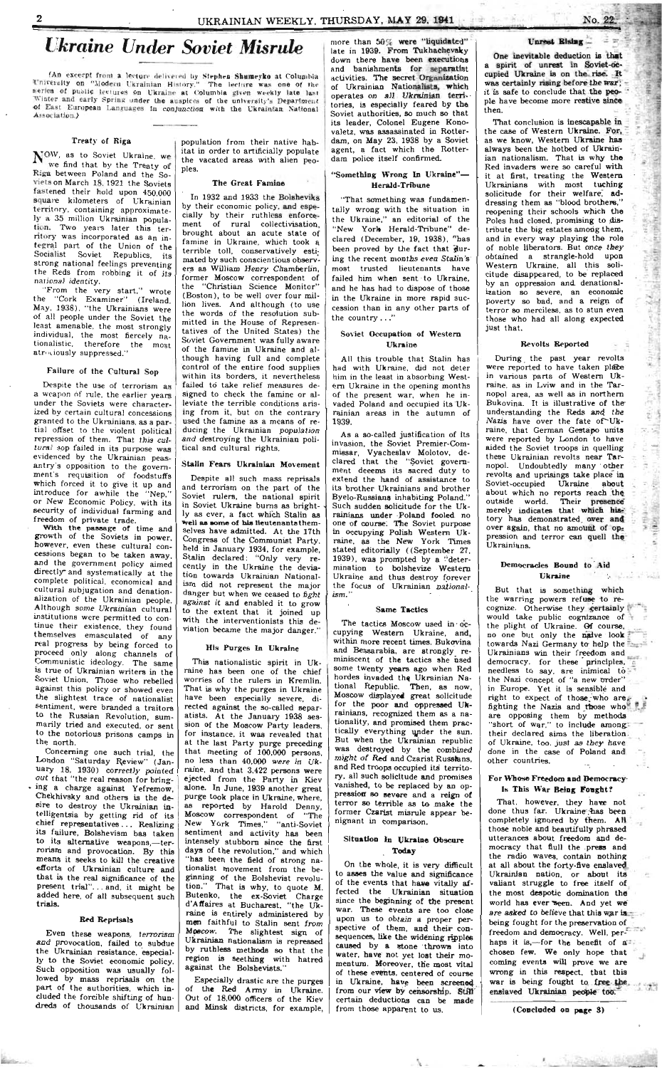# Ukraine Under Soviet Misrule

(An excerpt from a lecture delivered by Stephen Shumeyko at Columbia University on "Modern Ukrainian History." The lecture was one of the series of public lectures on Ukraine at Columbia given weekly late last Winter and early Spring under the auspices of the university's Department of East European Languages in conjunction with the Ukrainian National Association.)

### Treaty of Riga

NOW, as to Soviet Ukraine, we we find that by the Treaty of Riga between Poland and the Soviets on March 18, 1921 the Soviets fastened their hold upon 450,000 square kilometers of Ukrainian territory, containing approximately a 35 million Ukrainian population. Two years later this territory was incorporated as an integral part of the Union of the Socialist Soviet Republics, its strong national feelings preventing the Reds from robbing it of *its national identity*.

"From the very start," wrote the "Cork Examiner" (Ireland, May, 1938), "the Ukrainians were of all people under the Soviet the least amenable, the most strongly individual, the most fiercely nationalistic, therefore the most atrociously suppressed."

### Failure of the Cultural Sop

Despite the use of terrorism as a weapon of rule, the earlier years under the Soviets were characterized by certain cultural concessions granted to the Ukrainians, as a partial offset to the violent political repression of them. That *this cultural* sop failed in its purpose was evidenced by the Ukrainian peasantry's opposition to the government's requisition of foodstuffs which forced it to give it up and introduce for awhile the "Nep," or New Economic Policy, with its security of individual farming and freedom of private trade.

With the passage of time and growth of the Soviets in power, however, even these cultural concessions began to be taken away, and the government policy aimed directly and systematically at the complete political, economical and cultural subjugation and denationalization of the Ukrainian people. Although *some Ukrainian* cultural institutions were permitted to continue their existence, they found themselves emasculated of any real progress by being forced to proceed only along channels of Communistic ideology. The same is true of Ukrainian writers in the Soviet Union. Those who rebelled against this policy or showed even the slightest trace of nationalist sentiment, were branded a traitors to the Russian Revolution, summarily tried and executed, or sent to the notorious prisons camps in the north.

Concerning one such trial, the London "Saturday Review" (January 18, 1930) *correctly pointed out* that "the real reason for bringing a charge against Yefremow, Chekhivsky and others is the desire to destroy the Ukrainian intelligentsia by getting rid of its chief representatives... Realizing its failure, Bolshevism has taken to its alternative weapons,—terrorism and provocation. By this means it seeks to kill the creative efforts of Ukrainian culture and that is the real significance of the present trial"... and, it might be added here, of all subsequent such trials.

### Red Reprisals

Even these weapons, *terrorism and provocation*, failed to subdue the Ukrainian resistance, especially to the Soviet economic policy. Such opposition was usually followed by mass reprisals on the part of the authorities, which included the forcible shifting of hundreds of thousands of Ukrainian population from their native habitat in order to artificially populate the vacated areas with alien peoples.

### The Great Famine

In 1932 and 1933 the Bolsheviks by their economic policy, and especially by their ruthless enforcement of rural collectivisation, brought about an acute state of famine in Ukraine, which took a terrible toll, conservatively estimated by such conscientious observers as William *Henry Chamberlin*, former Moscow correspondent of the "Christian Science Monitor" (Boston), to be well over four million lives. And although (to use the words of the resolution submitted in the House of Representatives of the United States) the Soviet Government was fully aware of the famine in Ukraine and although having full and complete control of the entire food supplies within its borders, it nevertheless failed to take relief measures designed to check the famine or alleviate the terrible conditions arising from it, but on the contrary used the famine as a means of reducing the Ukrainian *population and* destroying the Ukrainian political and cultural rights.

### Stalin Fears Ukrainian Movement

Despite all such mass reprisals and terrorism on the part of the Soviet rulers, the national spirit in Soviet Ukraine burns as brightly as ever, a fact which Stalin as **well as some of his lieutenants themselves** have admitted. At the 17th Congress of the Communist Party, held in January 1934, for example, Stalin declared: "Only very recently in the Ukraine the deviation towards Ukrainian Nationalism did not represent the major danger but when we ceased to *fight against it* and enabled it to grow to the extent that it joined up with the interventionists this deviation became the major danger."

### His Purges In Ukraine

This nationalistic spirit in Ukraine has been one of the chief worries of the rulers in Kremlin. That is why the purges in Ukraine have been especially severe, directed against the so-called separatists. At the January 1938 session of the Moscow Party leaders, for instance, it was revealed that at the last Party purge preceding that meeting of 100,000 persons, no less than 40,000 *were in Ukraine*, and that 3,422 persons were ejected from the Party in Kiev alone. In June, 1939 another great purge took place in Ukraine, where, as reported by Harold Denny, Moscow correspondent of "The New York Times," "anti-Soviet sentiment and activity has been intensely stubborn since the first days of the revolution," and which "has been the field of strong nationalist movement from the beginning of the Bolshevist revolution." That is why, to quote M. Butenko, the ex-Soviet Charge d'Affaires at Bucharest, "the Ukraine is entirely administered by men faithful to Stalin sent *from Moscow*. The slightest sign of Ukrainian nationalism is repressed by ruthless methods so that the region is seething with hatred against the Bolshevists."

Especially drastic are the purges of the Red Army in Ukraine. Out of 18,000 officers of the Kiev and Minsk districts, for example, more than 50% were "liquidated" late in 1939. From Tukhachevsky down there have been executions and banishments for separatist activities. The secret Organization of Ukrainian Nationalists, which operates on *all Ukrainian* territories, is especially feared by the Soviet authorities, so much so that its leader, Colonel Eugene Konovaletz, was assassinated in Rotterdam, on May 23, 1938 by a Soviet agent, a fact which the Rotterdam police itself confirmed.

### "Something Wrong In Ukraine"—Herald-Tribune

"That something was fundamentally wrong with the situation in the Ukraine," an editorial of the "New York Herald-Tribune" declared (December, 19, 1938), "has been proved by the fact that during the recent months *even Stalin's* most trusted lieutenants have failed him when sent to Ukraine, and he has had to dispose of those in the Ukraine in more rapid succession than in any other parts of the country..."

### Soviet Occupation of Western Ukraine

All this trouble that Stalin has had with Ukraine, did not deter him in the least in absorbing Western Ukraine in the opening months of the present war, when he invaded Poland and occupied its Ukrainian areas in the autumn of 1939.

As a so-called justification of its invasion, the Soviet Premier-Commissar, Vyacheslav Molotov, declared that the "Soviet government deeems its sacred duty to extend the hand of assistance to its brother Ukrainians and brother Byelo-Russians inhabiting Poland." Such sudden solicitude for the Ukrainians under Poland fooled no one of course. The Soviet purpose in occupying Polish Western Ukraine, as the New York Times stated editorially ((September 27, 1939), was prompted by a "determination to bolshevize Western Ukraine and thus destroy forever the focus of Ukrainian *nationalism*."

### Same Tactics

The tactics Moscow used in occupying Western Ukraine, and, within more recent times, Bukovina and Bessarabia, are strongly reminiscent of the tactics she used some twenty years ago when Red hordes invaded the Ukrainian National Republic. Then, as now, Moscow displayed great solicitude for the poor and oppressed Ukrainians, recognized them as a nationality, and promised them practically everything under the sun. But when the Ukrainian republic was destroyed by the combined *might of* Red and Czarist Russians, and Red troops occupied its territory, all such solicitude and promises vanished, to be replaced by an oppression so severe and a reign of terror so terrible as to make the former Czarist misrule appear benignant in comparison.

### Situation In Ukraine Obscure Today

On the whole, it is very difficult to asses the value and significance of the events that have vitally affected the Ukrainian situation since the beginning of the present war. These events are too close upon us to *obtain* a proper perspective of them, and their consequences, like the widening ripples caused by a stone thrown into water, have not yet lost their momentum. Moreover, the most vital of these events, centered of course in Ukraine, have been screened from our view by censorship. Still certain deductions can be made from those apparent to us.

### Unrest Rising

One inevitable deduction is that a spirit of unrest in Soviet-occupied Ukraine is on the rise. It was certainly rising before the war; it is safe to conclude that the people have become more restive since then.

That conclusion is inescapable in the case of Western Ukraine. For, as we know, Western Ukraine has always been the hotbed of Ukrainian nationalism. That is why the Red invaders were so careful with it at first, treating the Western Ukrainians with most tuching solicitude for their welfare, addressing them as "blood brothers," reopening their schools which the Poles had closed, promising to distribute the big estates among them, and in every way playing the role of noble liberators. But *once they* obtained a strangle-hold upon Western Ukraine, all this solicitude disappeared, to be replaced by an oppression and denationalization so severe, an economic poverty so bad, and a reign of terror so merciless, as to stun even those who had all along expected just that.

### Revolts Reported

During the past year revolts were reported to have taken place in various parts of Western Ukraine, as in Lviw and in the Tarnopol area, as well as in northern Bukovina. It is illustrative of the understanding the Reds *and the Nazis* have over the fate of Ukraine, that German Gestapo units were reported by London to have aided the Soviet troops in quelling these Ukrainian revolts near Tarnopol. Undoubtedly many other revolts and uprisings take place in Soviet-occupied Ukraine about about which no reports reach the outside world. Their presence merely indicates that which history has demonstrated over and over again, that no amount of oppression and terror can quell the Ukrainians.

### Democracies Bound to Aid Ukraine

But that is something which the warring powers refuse to recognize. Otherwise they certainly would take public cognizance of the plight of Ukraine. Of course, no one but only the naive look towards Nazi Germany to help the Ukrainians win their freedom and democracy, for these principles, needless to say, are inimical to the Nazi concept of "a new order" in Europe. Yet it is sensible and right to expect of those who are fighting the Nazis and those who are opposing them by methods "short of war," to include among their declared aims the liberation of Ukraine, too, just *as they* have done in the case of Poland and other countries.

### For Whose Freedom and Democracy Is This War Being Fought?

That, however, they have not done thus far. Ukraine has been completely ignored by them. All those noble and beautifully phrased utterances about freedom and democracy that fiull the press and the radio waves, contain nothing at all about the forty-five enslaved Ukrainian nation, or about its valiant struggle to free itself of the most despotic domination the world has ever seen. And yet we *are asked to* believe that this war is being fought for the preservation of freedom and democracy. Well, perhaps it is,—for the benefit of a chosen few. We only hope that coming events will prove we are wrong in this respect, that this war is being fought to free the enslaved Ukrainian people too.

(Concluded on page 3)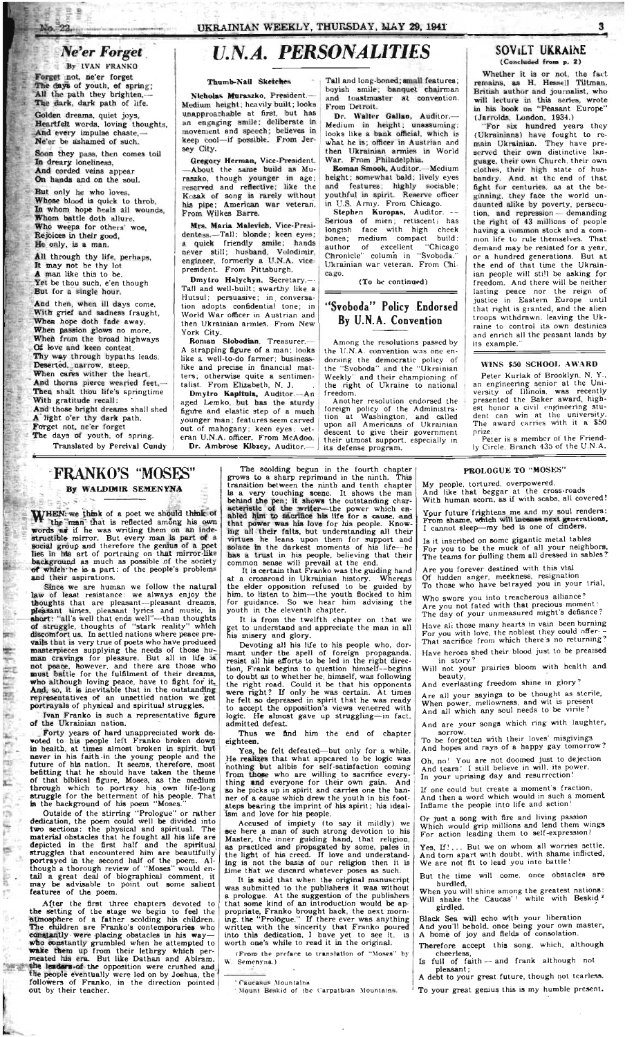## Ne'er Forget

By IVAN FRANKO

Forget not, ne'er forget
The days of youth, of spring;
All the path they brighten,—
The dark, dark path of life.

Golden dreams, quiet joys,
Heartfelt words, loving thoughts,
And every impulse chaste,—
Ne'er be ashamed of such.

Soon they pass, then comes toil
In dreary loneliness,
And corded veins appear
On hands and on the soul.

But only he who loves,
Whose blood is quick to throb,
In whom hope heals all wounds,
Whom battle doth allure,
Who weeps for others' woe,
Rejoices in their good,
He only, is a man.

All through thy life, perhaps,
It may not be thy lot
A man like this to be.
Yet be thou such, e'en though
But for a single hour.

And then, when ill days come,
With grief and sadness fraught,
When hope doth fade away,
When passion glows no more,
When from the broad highways
Of love and keen contest,
Thy way through bypaths leads,
Deserted, narrow, steep,
When cares wither the heart,
And thorns pierce wearied feet,—
Then shalt thou life's springtime
With gratitude recall:
And those bright dreams shall shed
A light o'er thy dark path.
Forget not, ne'er forget
The days of youth, of spring.

Translated by Percival Cundy

# U.N.A. PERSONALITIES

### Thumb-Nail Sketches

**Nicholas Muraszko**, President.—Medium height; heavily built; looks unapproachable at first, but has an engaging smile; deliberate in movement and speech; believes in keep cool—if possible. From Jersey City.

**Gregory Herman**, Vice-President.—About the same build as Muraszko, though younger in age; reserved and reflective; like the Kozak of song is rarely without his pipe; American war veteran. From Wilkes Barre.

**Mrs. Maria Malevich**, Vice-Presidentess.—Tall; blonde; keen eyes; a quick friendly smile; hands never still; husband, Volodimir, engineer, formerly a U.N.A. vice-president. From Pittsburgh.

**Dmytro Halychyn**, Secretary.—Tall and well-built; swarthy like a Hutsul; persuasive; in conversation adopts confidential tone; in World War officer in Austrian and then Ukrainian armies. From New York City.

**Roman Slobodian**, Treasurer.—A strapping figure of a man; looks like a well-to-do farmer; businesslike and precise in financial matters; otherwise quite a sentimentalist. From Elizabeth, N. J.

**Dmytro Kapitula**, Auditor.—An aged Lemko, but has the sturdy figure and elastic step of a much younger man; features seem carved out of mahogany; keen eyes; veteran U.N.A. officer. From McAdoo.

**Dr. Ambrose Kibzey**, Auditor.—Tall and long-boned; small features; boyish smile; banquet chairman and toastmaster at convention. From Detroit.

**Dr. Walter Gallan**, Auditor.—Medium in height; unassuming; looks like a bank official, which is what he is; officer in Austrian and then Ukrainian armies in World War. From Philadelphia.

**Roman Smook**, Auditor.—Medium height; somewhat bald; lively eyes and features; highly sociable; youthful in spirit. Reserve officer in U.S. Army. From Chicago.

**Stephen Kuropas**, Auditor.—Serious of mien; reticent; has longish face with high cheek bones; medium compact build; author of excellent "Chicago Chronicle" column in "Svoboda." Ukrainian war veteran. From Chicago.

(To be continued)

## "Svoboda" Policy Endorsed By U.N.A. Convention

Among the resolutions passed by the U.N.A. convention was one endorsing the democratic policy of the "Svoboda" and the "Ukrainian Weekly" and their championing of the right of Ukraine to national freedom.

Another resolution endorsed the foreign policy of the Administration at Washington, and called upon all Americans of Ukrainian descent to give their government their utmost support, especially in its defense program.

## SOVIET UKRAINE

(Concluded from p. 2)

Whether it is or not, the fact remains, as H. Hessell Tiltman, British author and journalist, who will lecture in this series, wrote in his book on "Peasant Europe" (Jarrolds, London, 1934.)

"For six hundred years they (Ukrainians) have fought to remain Ukrainian. They have preserved their own distinctive language, their own Church, their own clothes, their high state of husbandry. And, at the end of that fight for centuries, as at the beginning, they face the world undaunted alike by poverty, persecution, and repression — demanding the right of 43 millions of people having a common stock and a common life to rule themselves. That demand may be resisted for a year, or a hundred generations. But at the end of that time the Ukrainian people will still be asking for freedom. And there will be neither lasting peace nor the reign of justice in Eastern Europe until that right is granted, and the alien troops withdrawn, leaving the Ukraine to control its own destinies and enrich all the peasant lands by its example."

### WINS $50 SCHOOL AWARD

Peter Kuriak of Brooklyn, N. Y., an engineering senior at the University of Illinois, was recently presented the Baker award, highest honor a civil engineering student can win at the university. The award carries with it a $50 prize.

Peter is a member of the Friendly Circle, Branch 435 of the U.N.A.

## FRANKO'S "MOSES"

By WALDIMIR SEMENYNA

When we think of a poet we should think of the man that is reflected among his own words as if he was writing them on an indestructible mirror. But every man is part of a social group and therefore the genius of a poet lies in his art of portraing on that mirror-like background as much as possible of the society of which he is a part: of the people's problems and their aspirations.

Since we are human we follow the natural law of least resistance: we always enjoy the thoughts that are pleasant—pleasant dreams, pleasant times, pleasant lyrics and music, in short: "all's well that ends well"—than thoughts of struggle, thoughts of "stark reality" which discomfort us. In settled nations where peace prevails that is very true of poets who have produced masterpieces supplying the needs of those human cravings for pleasure. But all in life is not peace, however, and there are those who must battle for the fulfilment of their dreams, who although loving peace, have to fight for it. And, so, it is inevitable that in the outstanding representatives of an unsettled nation we get portrayals of physical and spiritual struggles.

Ivan Franko is such a representative figure of the Ukrainian nation.

Forty years of hard unappreciated work devoted to his people left Franko broken down in health, at times almost broken in spirit, but never in his faith in the young people and the future of his nation. It seems, therefore, most befitting that he should have taken the theme of that biblical figure, Moses, as the medium through which to portray his own life-long struggle for the betterment of his people. That is the background of his poem "Moses."

Outside of the stirring "Prologue" or rather dedication, the poem could well be divided into two sections: the physical and spiritual. The material obstacles that he fought all his life are depicted in the first half and the spiritual struggles that encountered him are beautifully portrayed in the second half of the poem. Although a thorough review of "Moses" would entail a great deal of biographical comment, it may be advisable to point out some salient features of the poem.

After the first three chapters devoted to the setting of the stage we begin to feel the atmosphere of a father scolding his children. The children are Franko's contemporaries who constantly were placing obstacles in his way—who constantly grumbled when he attempted to wake them up from their lethrgy which permeated his era. But like Dathan and Abiram, the leaders of the opposition were crushed and the people eventually were led on by Joshua, the followers of Franko, in the direction pointed out by their teacher.

The scolding begun in the fourth chapter grows to a sharp reprimand in the ninth. This transition between the ninth and tenth chapter is a very touching scene. It shows the man behind the pen; it shows the outstanding characteristic of the writer—the power which enabled him to sacrifice his life for a cause, and that power was his love for his people. Knowing all their faits, but understanding all their virtues he leans upon them for support and solace in the darkest moments of his life—he has a trust in his people, believing that their common sense will prevail at the end.

It is certain that Franko was the guiding hand at a crossroad in Ukrainian history. Whereas the elder opposition refused to be guided by him, to listen to him—the youth flocked to him for guidance. So we hear him advising the youth in the eleventh chapter.

It is from the twelfth chapter on that we get to understand and appreciate the man in all his misery and glory.

Devoting all his life to his people who, dormant under the spell of foreign propaganda, resist all his efforts to be led in the right direction, Frank begins to question himself—begins to doubt as to whether he, himself, was following the right road. Could it be that his opponents were right? If only he was certain. At times he felt so depressed in spirit that he was ready to accept the opposition's views veneered with logic. He almost gave up struggling—in fact, admitted defeat.

Thus we find him the end of chapter eighteen.

Yes, he felt defeated—but only for a while. He realizes that what appeared to be logic was nothing but alibis for self-satisfaction coming from those who are willing to sacrifice everything and everyone for their own gain. And so he picks up in spirit and carries one the banner of a cause which drew the youth in his footsteps bearing the imprint of his spirit; his idealism and love for his people.

Accused of impiety (to say it mildly) we see here a man of such strong devotion to his Master, the inner guiding hand, that religion, as practiced and propagated by some, pales in the light of his creed. If love and understanding is not the basis of our religion then it is time that we discard whatever poses as such.

It is said that when the original manuscript was submitted to the publishers it was without a prologue. At the suggestion of the publishers that some kind of an introduction would be appropriate, Franko brought back, the next morning, the "Prologue." If there ever was anything written with the sincerity that Franko poured into this dedication, I have yet to see it. is worth one's while to read it in the original.

(From the preface to translation of "Moses" by W. Semenyna.)

### PROLOGUE TO "MOSES"

My people, tortured, overpowered,
And like that beggar at the cross-roads
With human scorn, as if with scabs, all covered!

Your future frightens me and my soul renders:
From shame, which will incense next generations,
I cannot sleep—my bed is one of cinders.

Is it inscribed on some gigantic metal tables
For you to be the muck of all your neighbors,
The teams for pulling them all dressed in sables?

Are you forever destined with this vial
Of hidden anger, meekness, resignation
To those who have betrayed you in your trial,

Who swore you into treacherous alliance?
Are you not fated with that precious moment:
The day of your unmeasured might's defiance?

Have all those many hearts in vain been burning
For you with love, the noblest they could offer—
That sacrifice from which there's no returning?

Have heroes shed their blood just to be preaised
in story?
Will not your prairies bloom with health and
beauty,
And everlasting freedom shine in glory?

Are all your sayings to be thought as sterile,
When power, mellowness, and wit is present
And all which any soul needs to be virile?

And are your songs which ring with laughter,
sorrow,
To be forgotten with their loves' misgivings
And hopes and rays of a happy gay tomorrow?

Oh, no! You are not doomed just to dejection
And tears! I still believe in will, its power,
In your uprising day and resurrection!

If one could but create a moment's fraction,
And then a word which would in such a moment
Inflame the people into life and action!

Or just a song with fire and living passion
Which would grip millions and lend them wings
For action leading them to self-expression!

Yes, If! . . . But we on whom all worries settle,
And torn apart with doubt, with shame inflicted,
We are not fit to lead you into battle!

But the time will come, once obstacles are
hurdled,
When you will shine among the greatest nations:
Will shake the Caucas[1] while with Beskid[2]
girdled.

Black Sea will echo with your liberation
And you'll behold, once being your own master,
A home of joy and fields of consolation.

Therefore accept this song, which, although
cheerless,
Is full of faith — and frank although not
pleasant;
A debt to your great future, though not tearless.

To your great genius this is my humble present.

[1] Caucasus Mountains
[2] Mount Beskid of the Carpathian Mountains.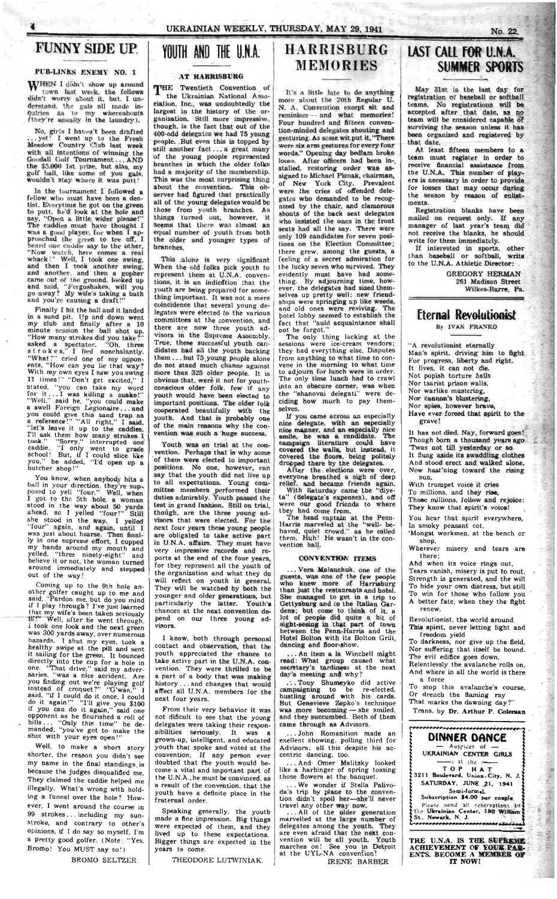## FUNNY SIDE UP

### PUB-LINKS ENEMY NO. 1

WHEN I didn't show up around town last week, the fellows didn't worry about it, but, I understand, the gals all made inquiries as to my whereabouts (they're usually in the laundry).

No, girls I haven't been drafted ... yet! I went up to the Fresh Meadow Country Club last week with all intentions of winning the Goodall Golf Tournament ... AND the $5,000 1st prize, but alas, my golf ball, like some of you gals, wouldn't stay where it was putt!

In the tournament I followed a fellow who must have been a dentist. Everytime he got on the green to putt, he'd look at the hole and say, "Open a little wider please!" The caddies must have thought I was a good player, for when I approached the green to tee off, I heard one caddie say to the other, "Now watch, here comes a real whack!" Well, I took one swing, and then I took another swing, and another, and then a gopher came out of the ground, looked up and said, "Fergoshakes, will you go away? My wife's taking a bath and you're causing a draft!"

Finally I hit the ball and it landed in a sand pit. Up and down went my club and finally after a 10 minute session the ball shot up. "How many strokes did you take?" asked a spectator. "Oh, three s t r o k e s," I lied nonchalantly. "What?" cried one of my opponents. "How can you lie that way? With my own eyes I saw you swing 11 times!" "Don't get excited," I stated, "you can take my word for it ... I was killing a snake!" "Well," said he, "you could make a swell Foreign Legionaire ... and you could give this sand trap as a reference!" "All right," I said, "let's leave it up to the caddies. I'll ask them how many strokes I took." "Sorry." interrupted one caddie, "I only went to grade school! But, if I could slice like you," he added, "I'd open up a butcher shop!"

You know, when anybody hits a ball in your direction, they're supposed to yell "four." Well, when I got to the 5th hole, a woman stood in the way about 50 yards ahead, so I yelled "four!" Still she stood in the way. I yelled "four" again, and again, until I was just about hoarse. Then finally in one supreme effort, I cupped my hands around my mouth and yelled, "three ninety-eight!" and believe it or not, the woman turned around immediately and stepped out of the way!

Coming up to the 9th hole another golfer caught up to me and said, "Pardon me, but do you mind if I play through? I've just learned that my wife's been taken seriously ill!" Well, after he went through, I took one look and the next green was 300 yards away, over numerous hazards. I shut my eyes, took a healthy swipe at the pill and sent it sailing for the green. It bounced directly into the cup for a hole in one. "That drive," said my adversaries, "was a nice accident. Are you finding out we're playing golf instead of croquet?" "G'wan," I said, "if I could do it once, I could do it again!" "I'll give you $100 if you can do it again," said one opponent as he flourished a roll of bills ... "Only this time" he demanded, "you've got to make the shot with your eyes open!"

Well, to make a short story shorter, the reason you didn't see my name in the final standings is because the judges disqualified me. They claimed the caddie helped me illegally. What's wrong with holding a funnel over the hole? However, I went around the course in 99 strokes ... including my sunstroke, and contrary to other's opinions, if I do say so myself, I'm a pretty good golfer. (Note: "Yes. Bromo! You MUST say so!")

BROMO SELTZER

## YOUTH AND THE U.N.A.

### AT HARRISBURG

THE Twentieth Convention of the Ukrainian National Association, Inc., was undoubtedly the largest in the history of the organization. Still more impressive, though, is the fact that out of the 400-odd delegates we had 75 young people. But even this is topped by still another fact ... a great many of the young people represented branches in which the older folks had a majority of the membership. This was the most surprising thing about the convention. This observer had figured that practically all of the young delegates would be those from youth branches. As things turned out, however, it seems that there was almost an equal number of youth from both the older and younger types of branches.

This alone is very significant When the old folks pick youth to represent them at U.N.A. conventions, it is an indication that the youth are being prepared for something important. It was not a mere coincidence that several young delegates were elected to the various committees at the convention, and there are now three youth advisors in the Supreme Assembly. True, these successful youth candidates had all the youth backing them ... but 75 young people alone do not stand much chance against more than 325 older people. It is obvious that, were it not for youth-conscious older folk, few if any youth would have been elected to important positions. The older folk cooperated beautifully with the youth. And that is probably one of the main reasons why the convention was such a huge success.

Youth was on trial at the convention. Perhaps that is why some of them were elected to important positions. No one, however, can say that the youth did not live up to all expectations. Young committee members performed their duties admirably. Youth passed the test in grand fashion. Still on trial, though, are the three young advisors that were elected. For the next four years these young people are obligated to take active part in U.N.A. affairs. They must have very impressive records and reports at the end of the four years, for they represent all the youth of the organization and what they do will reflect on youth in general. They will be watched by both the younger and older generations, but particularly the latter. Youth's chances at the next convention depend on our three young advisors.

I know, both through personal contact and observation, that the youth appreciated the chance to take active part in the U.N.A. convention. They were thrilled to be a part of a body that was making history ... and changes that would affect all U.N.A. members for the next four years.

From their very behavior it was not difficult to see that the young delegates were taking their responsibilities seriously. It was a grown-up, intelligent, and educated youth that spoke and voted at the convention. If any person ever doubted that the youth would become a vital and important part of the U.N.A., he must be convinced, as a result of the convention, that the youth have a definite place in the fraternal order.

Speaking generally, the youth made a fine impression. Big things were expected of them, and they lived up to these expectations. Bigger things are expected in the years to come.

THEODORE LUTWINIAK.

## HARRISBURG MEMORIES

It's a little late to do anything more about the 20th Regular U. N. A. Convention except sit and reminisce — and what memories! Four hundred and fifteen convention-minded delegates shouting and gesturing. As some wit put it, "There were six arm gestures for every four words." Opening day bedlam broke loose. After officers had been installed, restoring order was assigned to Michael Piznak, chairman, of New York City. Prevalent were the cries of offended delegates who demanded to be recognized by the chair, and clamorous shouts of the back seat delegates who insisted the ones in the front seats had all the say. There were only 109 candidates for seven positions on the Election Committee; there grew, among the guests, a feeling of a secret admiration for the lucky seven who survived. They evidently must have had something. By adjourning time, however, the delegates had sized themselves up pretty well; new friendships were springing up like weeds, and old ones were reviving. The hotel lobby seemed to establish the fact that "auld acquaintance shall not be forgot."

The only thing lacking at the sessions were ice-cream vendors; they had everything else. Disputes from anything to what time to convene in the morning to what time to adjourn for lunch were in order. The only time lunch had to crawl into an obscure corner, was when the "shanovni delegati" were deciding how much to pay themselves.

If you came across an especially nice delegate, with an especially nice manner, and an especially nice smile, he was a candidate. The campaign literature could have covered the walls, but instead, it covered the floors, being politely dropped there by the delegates.

After the elections were over, everyone breathed a sigh of deep relief, and became friends again. With Saturday came the "diyeta" (delegate's expenses), and off were our good friends to where they had come from.

The head captain at the Penn-Harris marveled at the "well-behaved, quiet crowd," as he called them. Huh! He wasn't in the convention hall.

### CONVENTION ITEMS

... Vera Malanchuk, one of the guests, was one of the few people who knew more of Harrisburg than just the restaurants and hotel. She managed to get in a trip to Gettysburg and to the Italian Gardens; but come to think of it, a lot of people did quite a bit of sight-seeing in that part of town between the Penn-Harris and the Hotel Bolton with its Bolton Grill, dancing and floor-show.

... An item a la Winchell might read: What group caused what secretary's tardiness at the next day's meeting and why?

... Tony Shumeyko did active campaigning to be re-elected, hustling around with his cards. But Genevieve Zepko's technique was more becoming — she smiled, and they succumbed. Both of them came through as Advisors.

... John Romanition made an exellent showing, polling third for Advisors; all this despite his accentric dancing, too.

... And Omer Malitsky looked like a harbinger of spring tossing those flowers at the banquet.

... We wonder if Stella Palivoda's trip by plane to the convention didn't spoil her—she'll never travel any other way now.

... All of the older generation marvelled at the large number of delegates among the youth. They are even afraid that the next convention will be all youth. Youth marches on! See you in Detroit at the UYL-NA convention!

IRENE BARBER

## LAST CALL FOR U.N.A. SUMMER SPORTS

May 31st is the last day for registration of baseball or softball teams. No registrations will be accepted after that date, as no team will be considered capable of surviving the season unless it has been organized and registered by that date.

At least fifteen members to a team must register in order to receive financial assistance from the U.N.A. This number of players is necessary in order to provide for losses that may occur during the season by reason of enlistments.

Registration blanks have been mailed on request only. If any manager of last year's team did not receive the blanks, he should write for them immediately.

If interested in sports, other than baseball or softball, write to the U.N.A. Athletic Director:

GREGORY HERMAN
261 Madison Street
Wilkes-Barre, Pa.

## Eternal Revolutionist

By IVAN FRANKO

"A revolutionist eternally
Man's spirit, driving him to fight
For progress, liberty and right.
It lives, it can not die.
Not popish torture halls
Nor tsarist prison walls,
Nor warlike mustering,
Nor cannon's blustering,
Nor spies, however brave,
Have ever forced that spirit to the grave!

It has not died. Nay, forward goes!
Though born a thousand years ago
'Twas not till yesterday or so
It flung aside its swaddling clothes
And stood erect and walked alone.
Now hast'ning toward the rising sun,
With trumpet voice it cries
To millions, and they rise,
Those millions, follow and rejoice:
They know that spirit's voice!

You hear that spirit everywhere,
In smoky peasant cot,
'Mongst workmen, at the bench or shop,
Wherever misery and tears are there;
And when its voice rings out,
Tears vanish, misery is put to rout,
Strength is generated, and the will
To hide your own distress, but still
To win for those who follow you
A better fate, when they the fight renew.

Revolutionist, the world around,
This spirit, never letting light and freedom yield
To darkness, nor give up the field,
Nor suffering that itself be bound.
The evil edifice goes down,
Relentlessly the avalanche rolls on,
And where in all the world is there a force
To stop this avalanche's course,
Or drench the flaming ray
That marks the dawning day?"

Trans. by Dr. Arthur P. Coleman

**DINNER DANCE**
— Auspices of —
**UKRAINIAN CENTER GIRLS**
— at the —
**TOP HAT**
3211 Boulevard, Union City, N. J.
SATURDAY, JUNE 21, 1941
Semi-formal.
Subscription $4.00 per couple
Please send all reservations to the Ukrainian Center, 180 William St., Newark, N. J.

**THE U.N.A. IS THE SUPREME ACHIEVEMENT OF YOUR PARENTS. BECOME A MEMBER OF IT NOW!**